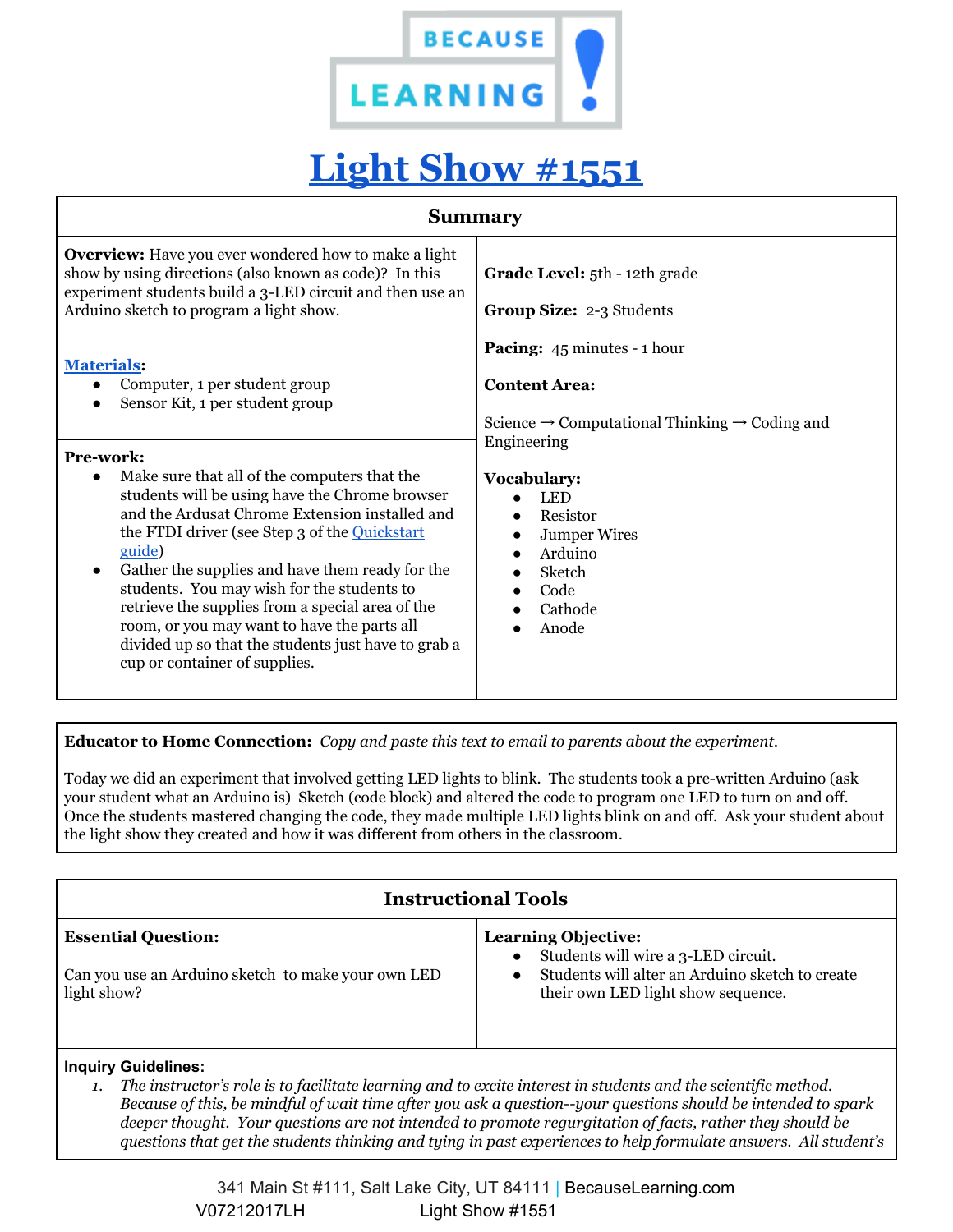BECAUSE LEARNING!

# Light Show #1551

## Summary

**Overview:** Have you ever wondered how to make a light show by using directions (also known as code)? In this experiment students build a 3-LED circuit and then use an Arduino sketch to program a light show.

**Materials:**
- Computer, 1 per student group
- Sensor Kit, 1 per student group

**Pre-work:**
- Make sure that all of the computers that the students will be using have the Chrome browser and the Ardusat Chrome Extension installed and the FTDI driver (see Step 3 of the Quickstart guide)
- Gather the supplies and have them ready for the students. You may wish for the students to retrieve the supplies from a special area of the room, or you may want to have the parts all divided up so that the students just have to grab a cup or container of supplies.

**Grade Level:** 5th - 12th grade

**Group Size:** 2-3 Students

**Pacing:** 45 minutes - 1 hour

**Content Area:**

Science → Computational Thinking → Coding and Engineering

**Vocabulary:**
- LED
- Resistor
- Jumper Wires
- Arduino
- Sketch
- Code
- Cathode
- Anode

**Educator to Home Connection:** *Copy and paste this text to email to parents about the experiment.*

Today we did an experiment that involved getting LED lights to blink. The students took a pre-written Arduino (ask your student what an Arduino is) Sketch (code block) and altered the code to program one LED to turn on and off. Once the students mastered changing the code, they made multiple LED lights blink on and off. Ask your student about the light show they created and how it was different from others in the classroom.

## Instructional Tools

**Essential Question:**

Can you use an Arduino sketch to make your own LED light show?

**Learning Objective:**
- Students will wire a 3-LED circuit.
- Students will alter an Arduino sketch to create their own LED light show sequence.

**Inquiry Guidelines:**

1. *The instructor's role is to facilitate learning and to excite interest in students and the scientific method. Because of this, be mindful of wait time after you ask a question--your questions should be intended to spark deeper thought. Your questions are not intended to promote regurgitation of facts, rather they should be questions that get the students thinking and tying in past experiences to help formulate answers. All student's*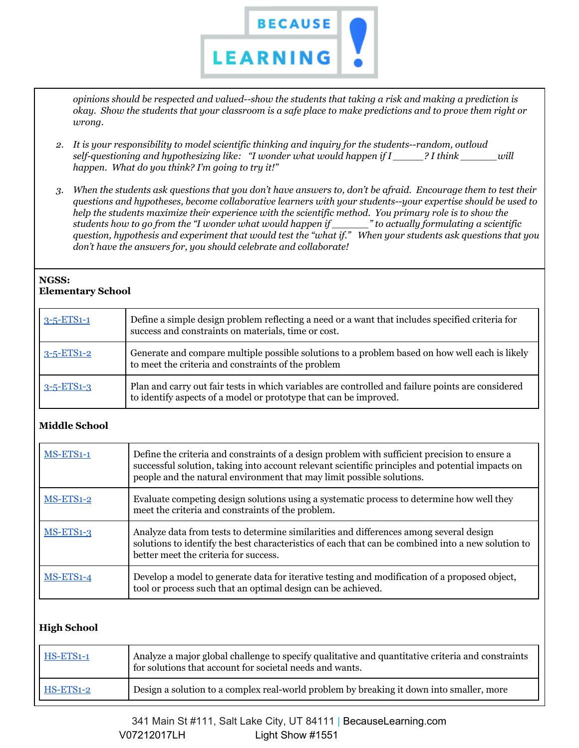*opinions should be respected and valued--show the students that taking a risk and making a prediction is okay. Show the students that your classroom is a safe place to make predictions and to prove them right or wrong.*

2. *It is your responsibility to model scientific thinking and inquiry for the students--random, outloud self-questioning and hypothesizing like: "I wonder what would happen if I ______? I think _______ will happen. What do you think? I'm going to try it!"*

3. *When the students ask questions that you don't have answers to, don't be afraid. Encourage them to test their questions and hypotheses, become collaborative learners with your students--your expertise should be used to help the students maximize their experience with the scientific method. You primary role is to show the students how to go from the "I wonder what would happen if _______" to actually formulating a scientific question, hypothesis and experiment that would test the "what if." When your students ask questions that you don't have the answers for, you should celebrate and collaborate!*

**NGSS:**
**Elementary School**

| | |
|---|---|
| 3-5-ETS1-1 | Define a simple design problem reflecting a need or a want that includes specified criteria for success and constraints on materials, time or cost. |
| 3-5-ETS1-2 | Generate and compare multiple possible solutions to a problem based on how well each is likely to meet the criteria and constraints of the problem |
| 3-5-ETS1-3 | Plan and carry out fair tests in which variables are controlled and failure points are considered to identify aspects of a model or prototype that can be improved. |

**Middle School**

| | |
|---|---|
| MS-ETS1-1 | Define the criteria and constraints of a design problem with sufficient precision to ensure a successful solution, taking into account relevant scientific principles and potential impacts on people and the natural environment that may limit possible solutions. |
| MS-ETS1-2 | Evaluate competing design solutions using a systematic process to determine how well they meet the criteria and constraints of the problem. |
| MS-ETS1-3 | Analyze data from tests to determine similarities and differences among several design solutions to identify the best characteristics of each that can be combined into a new solution to better meet the criteria for success. |
| MS-ETS1-4 | Develop a model to generate data for iterative testing and modification of a proposed object, tool or process such that an optimal design can be achieved. |

**High School**

| | |
|---|---|
| HS-ETS1-1 | Analyze a major global challenge to specify qualitative and quantitative criteria and constraints for solutions that account for societal needs and wants. |
| HS-ETS1-2 | Design a solution to a complex real-world problem by breaking it down into smaller, more |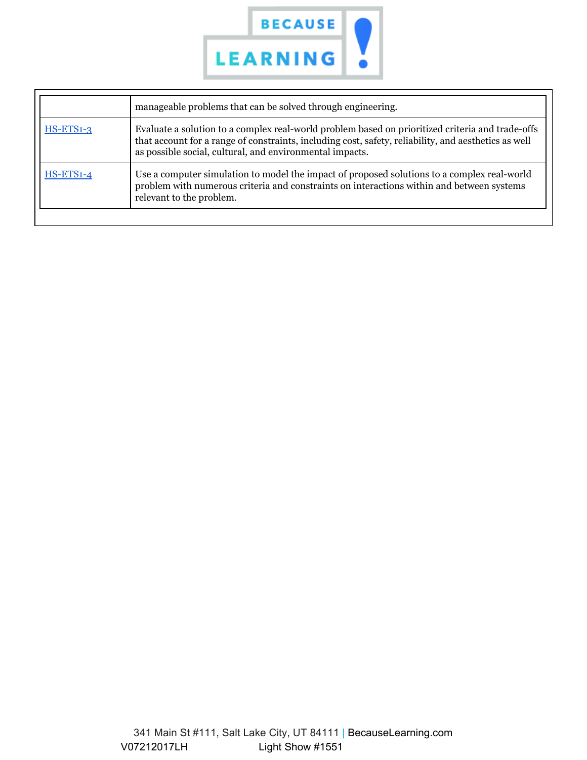| | |
|---|---|
| | manageable problems that can be solved through engineering. |
| HS-ETS1-3 | Evaluate a solution to a complex real-world problem based on prioritized criteria and trade-offs that account for a range of constraints, including cost, safety, reliability, and aesthetics as well as possible social, cultural, and environmental impacts. |
| HS-ETS1-4 | Use a computer simulation to model the impact of proposed solutions to a complex real-world problem with numerous criteria and constraints on interactions within and between systems relevant to the problem. |